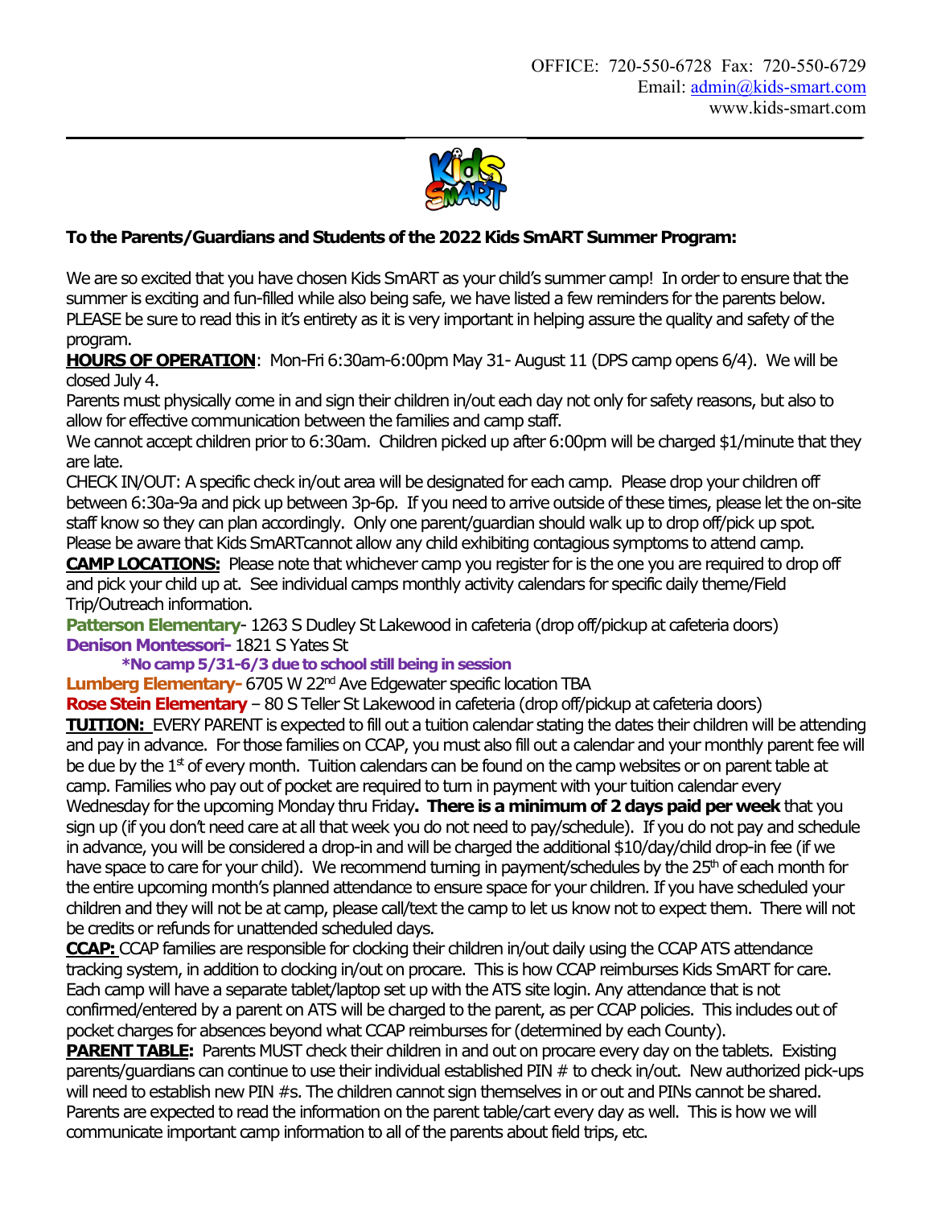OFFICE: 720-550-6728 Fax: 720-550-6729
Email: admin@kids-smart.com
www.kids-smart.com

**To the Parents/Guardians and Students of the 2022 Kids SmART Summer Program:**

We are so excited that you have chosen Kids SmART as your child's summer camp! In order to ensure that the summer is exciting and fun-filled while also being safe, we have listed a few reminders for the parents below. PLEASE be sure to read this in it's entirety as it is very important in helping assure the quality and safety of the program.

**HOURS OF OPERATION**: Mon-Fri 6:30am-6:00pm May 31- August 11 (DPS camp opens 6/4). We will be closed July 4.

Parents must physically come in and sign their children in/out each day not only for safety reasons, but also to allow for effective communication between the families and camp staff.

We cannot accept children prior to 6:30am. Children picked up after 6:00pm will be charged $1/minute that they are late.

CHECK IN/OUT: A specific check in/out area will be designated for each camp. Please drop your children off between 6:30a-9a and pick up between 3p-6p. If you need to arrive outside of these times, please let the on-site staff know so they can plan accordingly. Only one parent/guardian should walk up to drop off/pick up spot. Please be aware that Kids SmARTcannot allow any child exhibiting contagious symptoms to attend camp.

**CAMP LOCATIONS:** Please note that whichever camp you register for is the one you are required to drop off and pick your child up at. See individual camps monthly activity calendars for specific daily theme/Field Trip/Outreach information.

**Patterson Elementary**- 1263 S Dudley St Lakewood in cafeteria (drop off/pickup at cafeteria doors)

**Denison Montessori-** 1821 S Yates St

**\*No camp 5/31-6/3 due to school still being in session**

**Lumberg Elementary-** 6705 W 22nd Ave Edgewater specific location TBA

**Rose Stein Elementary** – 80 S Teller St Lakewood in cafeteria (drop off/pickup at cafeteria doors)

**TUITION:** EVERY PARENT is expected to fill out a tuition calendar stating the dates their children will be attending and pay in advance. For those families on CCAP, you must also fill out a calendar and your monthly parent fee will be due by the 1st of every month. Tuition calendars can be found on the camp websites or on parent table at camp. Families who pay out of pocket are required to turn in payment with your tuition calendar every Wednesday for the upcoming Monday thru Friday. **There is a minimum of 2 days paid per week** that you sign up (if you don't need care at all that week you do not need to pay/schedule). If you do not pay and schedule in advance, you will be considered a drop-in and will be charged the additional $10/day/child drop-in fee (if we have space to care for your child). We recommend turning in payment/schedules by the 25th of each month for the entire upcoming month's planned attendance to ensure space for your children. If you have scheduled your children and they will not be at camp, please call/text the camp to let us know not to expect them. There will not be credits or refunds for unattended scheduled days.

**CCAP:** CCAP families are responsible for clocking their children in/out daily using the CCAP ATS attendance tracking system, in addition to clocking in/out on procare. This is how CCAP reimburses Kids SmART for care. Each camp will have a separate tablet/laptop set up with the ATS site login. Any attendance that is not confirmed/entered by a parent on ATS will be charged to the parent, as per CCAP policies. This includes out of pocket charges for absences beyond what CCAP reimburses for (determined by each County).

**PARENT TABLE:** Parents MUST check their children in and out on procare every day on the tablets. Existing parents/guardians can continue to use their individual established PIN # to check in/out. New authorized pick-ups will need to establish new PIN #s. The children cannot sign themselves in or out and PINs cannot be shared. Parents are expected to read the information on the parent table/cart every day as well. This is how we will communicate important camp information to all of the parents about field trips, etc.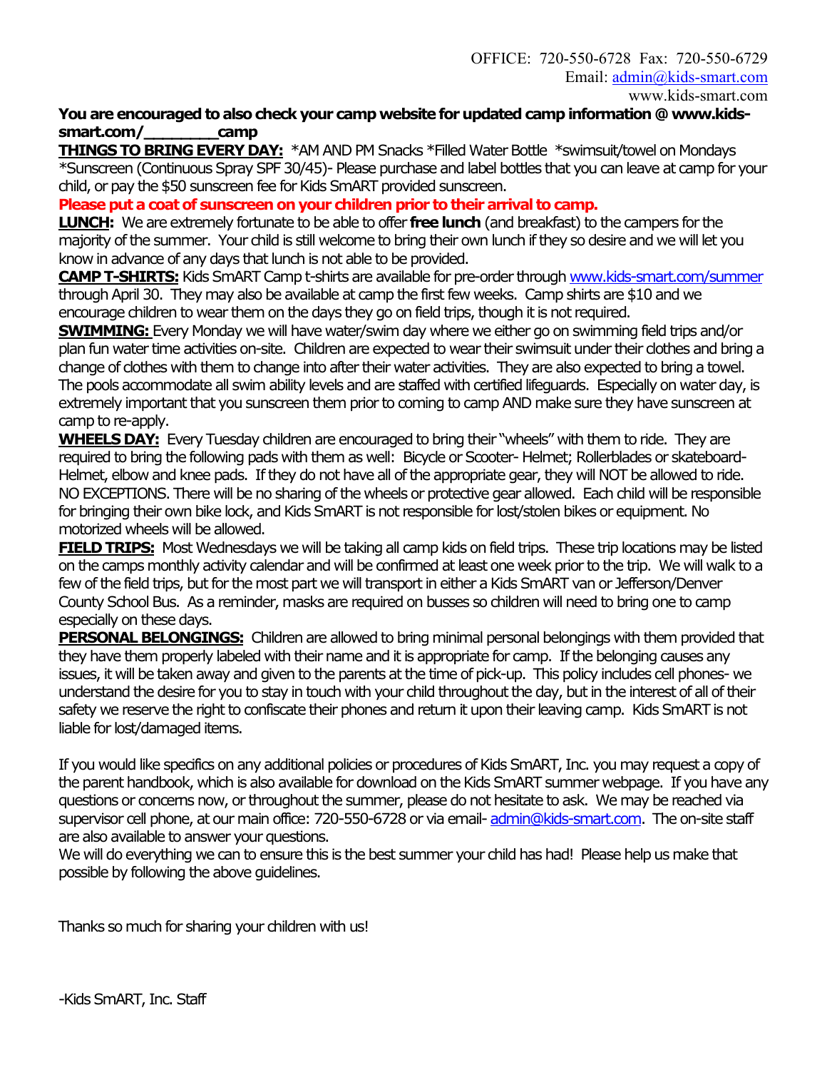OFFICE: 720-550-6728 Fax: 720-550-6729
Email: admin@kids-smart.com
www.kids-smart.com

**You are encouraged to also check your camp website for updated camp information @ www.kids-smart.com/________camp**

**THINGS TO BRING EVERY DAY:** *AM AND PM Snacks *Filled Water Bottle *swimsuit/towel on Mondays *Sunscreen (Continuous Spray SPF 30/45)- Please purchase and label bottles that you can leave at camp for your child, or pay the $50 sunscreen fee for Kids SmART provided sunscreen.

**Please put a coat of sunscreen on your children prior to their arrival to camp.**

**LUNCH:** We are extremely fortunate to be able to offer **free lunch** (and breakfast) to the campers for the majority of the summer. Your child is still welcome to bring their own lunch if they so desire and we will let you know in advance of any days that lunch is not able to be provided.

**CAMP T-SHIRTS:** Kids SmART Camp t-shirts are available for pre-order through www.kids-smart.com/summer through April 30. They may also be available at camp the first few weeks. Camp shirts are $10 and we encourage children to wear them on the days they go on field trips, though it is not required.

**SWIMMING:** Every Monday we will have water/swim day where we either go on swimming field trips and/or plan fun water time activities on-site. Children are expected to wear their swimsuit under their clothes and bring a change of clothes with them to change into after their water activities. They are also expected to bring a towel. The pools accommodate all swim ability levels and are staffed with certified lifeguards. Especially on water day, is extremely important that you sunscreen them prior to coming to camp AND make sure they have sunscreen at camp to re-apply.

**WHEELS DAY:** Every Tuesday children are encouraged to bring their "wheels" with them to ride. They are required to bring the following pads with them as well: Bicycle or Scooter- Helmet; Rollerblades or skateboard- Helmet, elbow and knee pads. If they do not have all of the appropriate gear, they will NOT be allowed to ride. NO EXCEPTIONS. There will be no sharing of the wheels or protective gear allowed. Each child will be responsible for bringing their own bike lock, and Kids SmART is not responsible for lost/stolen bikes or equipment. No motorized wheels will be allowed.

**FIELD TRIPS:** Most Wednesdays we will be taking all camp kids on field trips. These trip locations may be listed on the camps monthly activity calendar and will be confirmed at least one week prior to the trip. We will walk to a few of the field trips, but for the most part we will transport in either a Kids SmART van or Jefferson/Denver County School Bus. As a reminder, masks are required on busses so children will need to bring one to camp especially on these days.

**PERSONAL BELONGINGS:** Children are allowed to bring minimal personal belongings with them provided that they have them properly labeled with their name and it is appropriate for camp. If the belonging causes any issues, it will be taken away and given to the parents at the time of pick-up. This policy includes cell phones- we understand the desire for you to stay in touch with your child throughout the day, but in the interest of all of their safety we reserve the right to confiscate their phones and return it upon their leaving camp. Kids SmART is not liable for lost/damaged items.

If you would like specifics on any additional policies or procedures of Kids SmART, Inc. you may request a copy of the parent handbook, which is also available for download on the Kids SmART summer webpage. If you have any questions or concerns now, or throughout the summer, please do not hesitate to ask. We may be reached via supervisor cell phone, at our main office: 720-550-6728 or via email- admin@kids-smart.com. The on-site staff are also available to answer your questions.
We will do everything we can to ensure this is the best summer your child has had! Please help us make that possible by following the above guidelines.

Thanks so much for sharing your children with us!

-Kids SmART, Inc. Staff